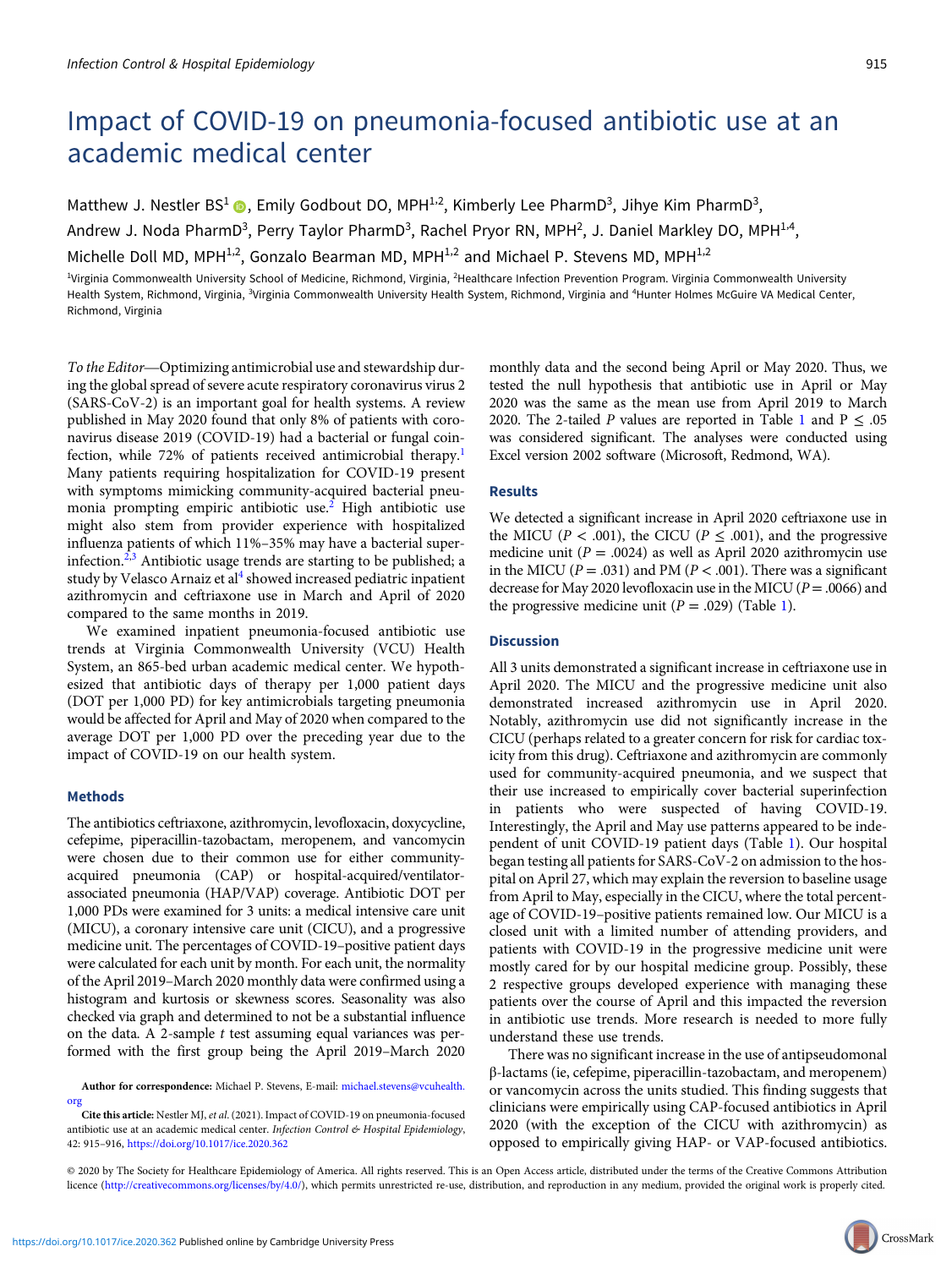# Impact of COVID-19 on pneumonia-focused antibiotic use at an academic medical center

Matthew J. Nestler BS[1], Emily Godbout DO, MPH[1,2], Kimberly Lee PharmD[3], Jihye Kim PharmD[3], Andrew J. Noda PharmD[3], Perry Taylor PharmD[3], Rachel Pryor RN, MPH[2], J. Daniel Markley DO, MPH[1,4], Michelle Doll MD, MPH[1,2], Gonzalo Bearman MD, MPH[1,2] and Michael P. Stevens MD, MPH[1,2]

[1]Virginia Commonwealth University School of Medicine, Richmond, Virginia, [2]Healthcare Infection Prevention Program. Virginia Commonwealth University Health System, Richmond, Virginia, [3]Virginia Commonwealth University Health System, Richmond, Virginia and [4]Hunter Holmes McGuire VA Medical Center, Richmond, Virginia

*To the Editor*—Optimizing antimicrobial use and stewardship during the global spread of severe acute respiratory coronavirus virus 2 (SARS-CoV-2) is an important goal for health systems. A review published in May 2020 found that only 8% of patients with coronavirus disease 2019 (COVID-19) had a bacterial or fungal coinfection, while 72% of patients received antimicrobial therapy.[1] Many patients requiring hospitalization for COVID-19 present with symptoms mimicking community-acquired bacterial pneumonia prompting empiric antibiotic use.[2] High antibiotic use might also stem from provider experience with hospitalized influenza patients of which 11%–35% may have a bacterial superinfection.[2,3] Antibiotic usage trends are starting to be published; a study by Velasco Arnaiz et al[4] showed increased pediatric inpatient azithromycin and ceftriaxone use in March and April of 2020 compared to the same months in 2019.

We examined inpatient pneumonia-focused antibiotic use trends at Virginia Commonwealth University (VCU) Health System, an 865-bed urban academic medical center. We hypothesized that antibiotic days of therapy per 1,000 patient days (DOT per 1,000 PD) for key antimicrobials targeting pneumonia would be affected for April and May of 2020 when compared to the average DOT per 1,000 PD over the preceding year due to the impact of COVID-19 on our health system.

## Methods

The antibiotics ceftriaxone, azithromycin, levofloxacin, doxycycline, cefepime, piperacillin-tazobactam, meropenem, and vancomycin were chosen due to their common use for either community-acquired pneumonia (CAP) or hospital-acquired/ventilator-associated pneumonia (HAP/VAP) coverage. Antibiotic DOT per 1,000 PDs were examined for 3 units: a medical intensive care unit (MICU), a coronary intensive care unit (CICU), and a progressive medicine unit. The percentages of COVID-19–positive patient days were calculated for each unit by month. For each unit, the normality of the April 2019–March 2020 monthly data were confirmed using a histogram and kurtosis or skewness scores. Seasonality was also checked via graph and determined to not be a substantial influence on the data. A 2-sample *t* test assuming equal variances was performed with the first group being the April 2019–March 2020 monthly data and the second being April or May 2020. Thus, we tested the null hypothesis that antibiotic use in April or May 2020 was the same as the mean use from April 2019 to March 2020. The 2-tailed *P* values are reported in Table 1 and $P \leq .05$ was considered significant. The analyses were conducted using Excel version 2002 software (Microsoft, Redmond, WA).

## Results

We detected a significant increase in April 2020 ceftriaxone use in the MICU ($P < .001$), the CICU ($P \leq .001$), and the progressive medicine unit ($P = .0024$) as well as April 2020 azithromycin use in the MICU ($P = .031$) and PM ($P < .001$). There was a significant decrease for May 2020 levofloxacin use in the MICU ($P = .0066$) and the progressive medicine unit ($P = .029$) (Table 1).

## Discussion

All 3 units demonstrated a significant increase in ceftriaxone use in April 2020. The MICU and the progressive medicine unit also demonstrated increased azithromycin use in April 2020. Notably, azithromycin use did not significantly increase in the CICU (perhaps related to a greater concern for risk for cardiac toxicity from this drug). Ceftriaxone and azithromycin are commonly used for community-acquired pneumonia, and we suspect that their use increased to empirically cover bacterial superinfection in patients who were suspected of having COVID-19. Interestingly, the April and May use patterns appeared to be independent of unit COVID-19 patient days (Table 1). Our hospital began testing all patients for SARS-CoV-2 on admission to the hospital on April 27, which may explain the reversion to baseline usage from April to May, especially in the CICU, where the total percentage of COVID-19–positive patients remained low. Our MICU is a closed unit with a limited number of attending providers, and patients with COVID-19 in the progressive medicine unit were mostly cared for by our hospital medicine group. Possibly, these 2 respective groups developed experience with managing these patients over the course of April and this impacted the reversion in antibiotic use trends. More research is needed to more fully understand these use trends.

There was no significant increase in the use of antipseudomonal β-lactams (ie, cefepime, piperacillin-tazobactam, and meropenem) or vancomycin across the units studied. This finding suggests that clinicians were empirically using CAP-focused antibiotics in April 2020 (with the exception of the CICU with azithromycin) as opposed to empirically giving HAP- or VAP-focused antibiotics.

**Author for correspondence:** Michael P. Stevens, E-mail: michael.stevens@vcuhealth.org

**Cite this article:** Nestler MJ, *et al.* (2021). Impact of COVID-19 on pneumonia-focused antibiotic use at an academic medical center. *Infection Control & Hospital Epidemiology*, 42: 915–916, https://doi.org/10.1017/ice.2020.362

© 2020 by The Society for Healthcare Epidemiology of America. All rights reserved. This is an Open Access article, distributed under the terms of the Creative Commons Attribution licence (http://creativecommons.org/licenses/by/4.0/), which permits unrestricted re-use, distribution, and reproduction in any medium, provided the original work is properly cited.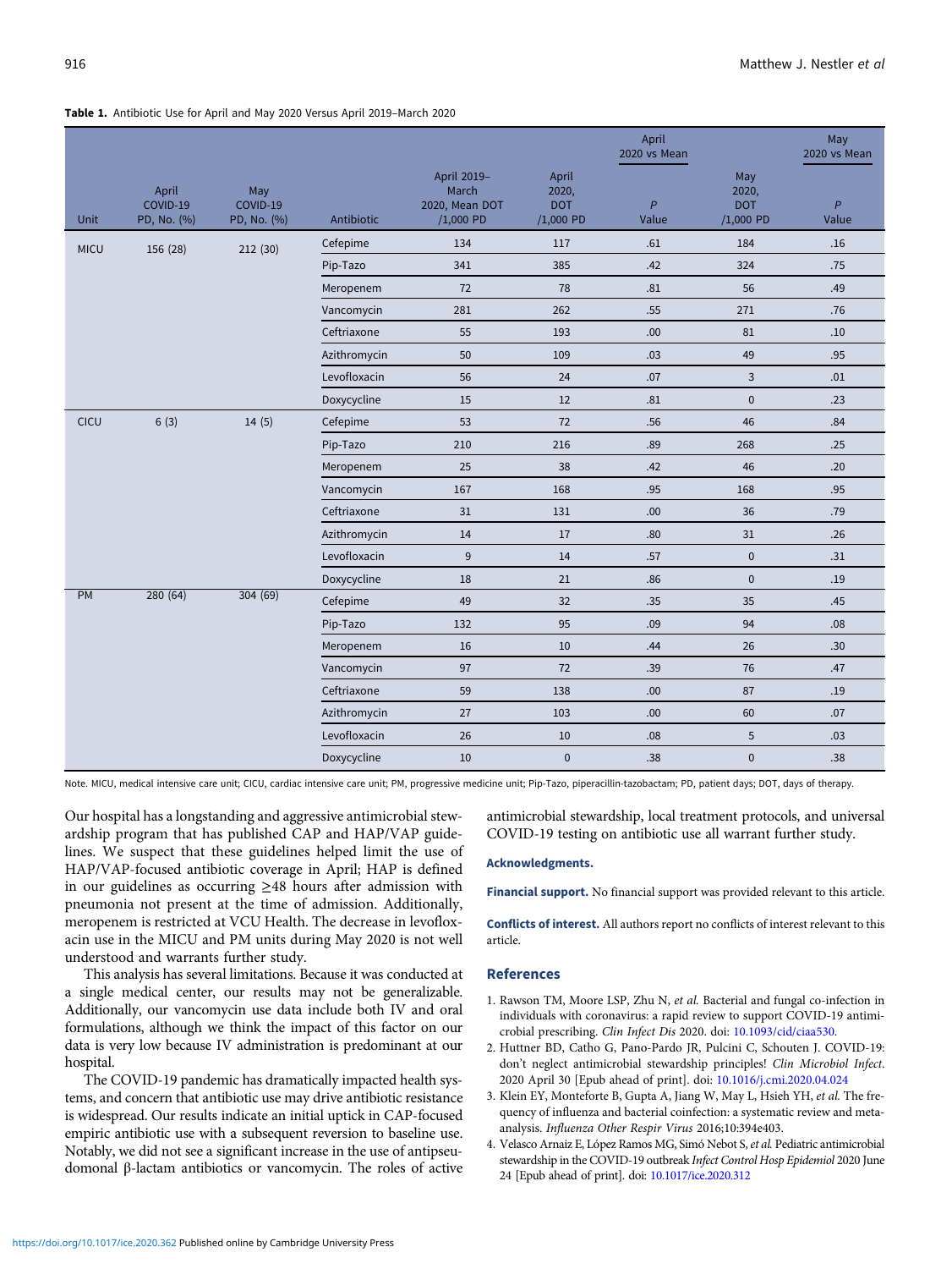**Table 1.** Antibiotic Use for April and May 2020 Versus April 2019–March 2020

| Unit | April COVID-19 PD, No. (%) | May COVID-19 PD, No. (%) | Antibiotic | April 2019–March 2020, Mean DOT /1,000 PD | April 2020, DOT /1,000 PD | April 2020 vs Mean P Value | May 2020, DOT /1,000 PD | May 2020 vs Mean P Value |
|---|---|---|---|---|---|---|---|---|
| MICU | 156 (28) | 212 (30) | Cefepime | 134 | 117 | .61 | 184 | .16 |
| | | | Pip-Tazo | 341 | 385 | .42 | 324 | .75 |
| | | | Meropenem | 72 | 78 | .81 | 56 | .49 |
| | | | Vancomycin | 281 | 262 | .55 | 271 | .76 |
| | | | Ceftriaxone | 55 | 193 | .00 | 81 | .10 |
| | | | Azithromycin | 50 | 109 | .03 | 49 | .95 |
| | | | Levofloxacin | 56 | 24 | .07 | 3 | .01 |
| | | | Doxycycline | 15 | 12 | .81 | 0 | .23 |
| CICU | 6 (3) | 14 (5) | Cefepime | 53 | 72 | .56 | 46 | .84 |
| | | | Pip-Tazo | 210 | 216 | .89 | 268 | .25 |
| | | | Meropenem | 25 | 38 | .42 | 46 | .20 |
| | | | Vancomycin | 167 | 168 | .95 | 168 | .95 |
| | | | Ceftriaxone | 31 | 131 | .00 | 36 | .79 |
| | | | Azithromycin | 14 | 17 | .80 | 31 | .26 |
| | | | Levofloxacin | 9 | 14 | .57 | 0 | .31 |
| | | | Doxycycline | 18 | 21 | .86 | 0 | .19 |
| PM | 280 (64) | 304 (69) | Cefepime | 49 | 32 | .35 | 35 | .45 |
| | | | Pip-Tazo | 132 | 95 | .09 | 94 | .08 |
| | | | Meropenem | 16 | 10 | .44 | 26 | .30 |
| | | | Vancomycin | 97 | 72 | .39 | 76 | .47 |
| | | | Ceftriaxone | 59 | 138 | .00 | 87 | .19 |
| | | | Azithromycin | 27 | 103 | .00 | 60 | .07 |
| | | | Levofloxacin | 26 | 10 | .08 | 5 | .03 |
| | | | Doxycycline | 10 | 0 | .38 | 0 | .38 |

Note. MICU, medical intensive care unit; CICU, cardiac intensive care unit; PM, progressive medicine unit; Pip-Tazo, piperacillin-tazobactam; PD, patient days; DOT, days of therapy.

Our hospital has a longstanding and aggressive antimicrobial stewardship program that has published CAP and HAP/VAP guidelines. We suspect that these guidelines helped limit the use of HAP/VAP-focused antibiotic coverage in April; HAP is defined in our guidelines as occurring ≥48 hours after admission with pneumonia not present at the time of admission. Additionally, meropenem is restricted at VCU Health. The decrease in levofloxacin use in the MICU and PM units during May 2020 is not well understood and warrants further study.

This analysis has several limitations. Because it was conducted at a single medical center, our results may not be generalizable. Additionally, our vancomycin use data include both IV and oral formulations, although we think the impact of this factor on our data is very low because IV administration is predominant at our hospital.

The COVID-19 pandemic has dramatically impacted health systems, and concern that antibiotic use may drive antibiotic resistance is widespread. Our results indicate an initial uptick in CAP-focused empiric antibiotic use with a subsequent reversion to baseline use. Notably, we did not see a significant increase in the use of antipseudomonal β-lactam antibiotics or vancomycin. The roles of active antimicrobial stewardship, local treatment protocols, and universal COVID-19 testing on antibiotic use all warrant further study.

**Acknowledgments.**

**Financial support.** No financial support was provided relevant to this article.

**Conflicts of interest.** All authors report no conflicts of interest relevant to this article.

## References

1. Rawson TM, Moore LSP, Zhu N, *et al.* Bacterial and fungal co-infection in individuals with coronavirus: a rapid review to support COVID-19 antimicrobial prescribing. *Clin Infect Dis* 2020. doi: 10.1093/cid/ciaa530.
2. Huttner BD, Catho G, Pano-Pardo JR, Pulcini C, Schouten J. COVID-19: don't neglect antimicrobial stewardship principles! *Clin Microbiol Infect*. 2020 April 30 [Epub ahead of print]. doi: 10.1016/j.cmi.2020.04.024
3. Klein EY, Monteforte B, Gupta A, Jiang W, May L, Hsieh YH, *et al.* The frequency of influenza and bacterial coinfection: a systematic review and meta-analysis. *Influenza Other Respir Virus* 2016;10:394e403.
4. Velasco Arnaiz E, López Ramos MG, Simó Nebot S, *et al.* Pediatric antimicrobial stewardship in the COVID-19 outbreak *Infect Control Hosp Epidemiol* 2020 June 24 [Epub ahead of print]. doi: 10.1017/ice.2020.312